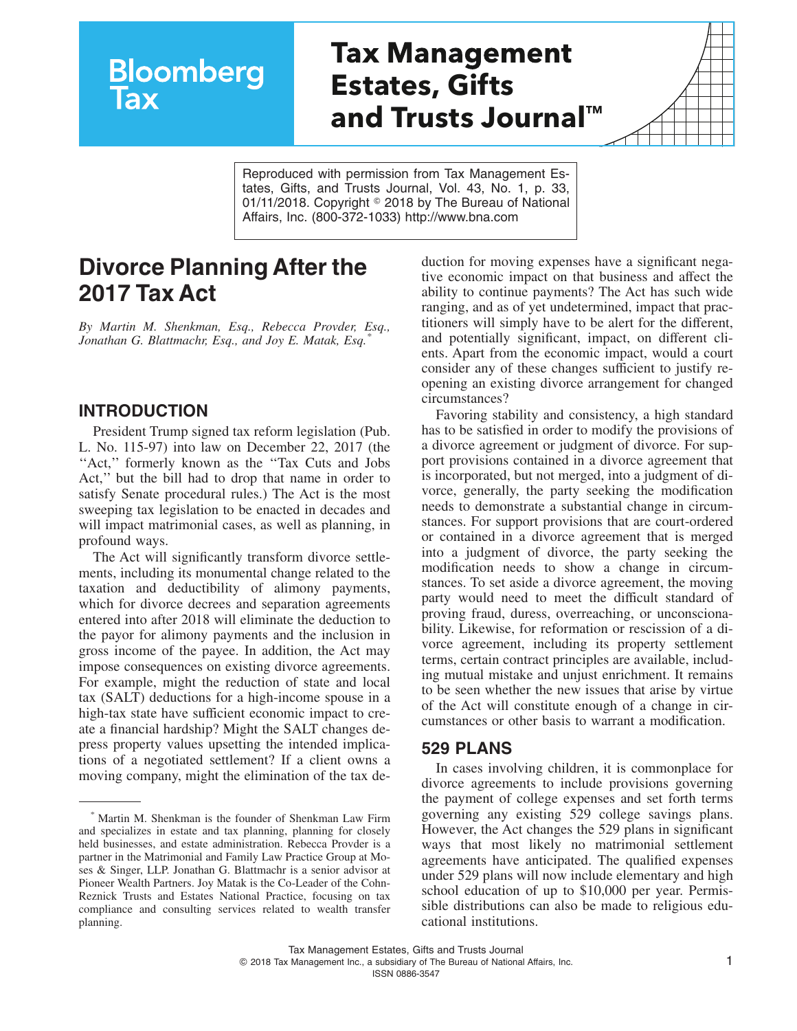# Tax Management Estates, Gifts and Trusts Journal™

Reproduced with permission from Tax Management Estates, Gifts, and Trusts Journal, Vol. 43, No. 1, p. 33, 01/11/2018. Copyright © 2018 by The Bureau of National Affairs, Inc. (800-372-1033) http://www.bna.com

# Divorce Planning After the 2017 Tax Act

*By Martin M. Shenkman, Esq., Rebecca Provder, Esq., Jonathan G. Blattmachr, Esq., and Joy E. Matak, Esq.*[*]

## INTRODUCTION

President Trump signed tax reform legislation (Pub. L. No. 115-97) into law on December 22, 2017 (the "Act," formerly known as the "Tax Cuts and Jobs Act," but the bill had to drop that name in order to satisfy Senate procedural rules.) The Act is the most sweeping tax legislation to be enacted in decades and will impact matrimonial cases, as well as planning, in profound ways.

The Act will significantly transform divorce settlements, including its monumental change related to the taxation and deductibility of alimony payments, which for divorce decrees and separation agreements entered into after 2018 will eliminate the deduction to the payor for alimony payments and the inclusion in gross income of the payee. In addition, the Act may impose consequences on existing divorce agreements. For example, might the reduction of state and local tax (SALT) deductions for a high-income spouse in a high-tax state have sufficient economic impact to create a financial hardship? Might the SALT changes depress property values upsetting the intended implications of a negotiated settlement? If a client owns a moving company, might the elimination of the tax deduction for moving expenses have a significant negative economic impact on that business and affect the ability to continue payments? The Act has such wide ranging, and as of yet undetermined, impact that practitioners will simply have to be alert for the different, and potentially significant, impact, on different clients. Apart from the economic impact, would a court consider any of these changes sufficient to justify reopening an existing divorce arrangement for changed circumstances?

Favoring stability and consistency, a high standard has to be satisfied in order to modify the provisions of a divorce agreement or judgment of divorce. For support provisions contained in a divorce agreement that is incorporated, but not merged, into a judgment of divorce, generally, the party seeking the modification needs to demonstrate a substantial change in circumstances. For support provisions that are court-ordered or contained in a divorce agreement that is merged into a judgment of divorce, the party seeking the modification needs to show a change in circumstances. To set aside a divorce agreement, the moving party would need to meet the difficult standard of proving fraud, duress, overreaching, or unconscionability. Likewise, for reformation or rescission of a divorce agreement, including its property settlement terms, certain contract principles are available, including mutual mistake and unjust enrichment. It remains to be seen whether the new issues that arise by virtue of the Act will constitute enough of a change in circumstances or other basis to warrant a modification.

## 529 PLANS

In cases involving children, it is commonplace for divorce agreements to include provisions governing the payment of college expenses and set forth terms governing any existing 529 college savings plans. However, the Act changes the 529 plans in significant ways that most likely no matrimonial settlement agreements have anticipated. The qualified expenses under 529 plans will now include elementary and high school education of up to $10,000 per year. Permissible distributions can also be made to religious educational institutions.

---

[*] Martin M. Shenkman is the founder of Shenkman Law Firm and specializes in estate and tax planning, planning for closely held businesses, and estate administration. Rebecca Provder is a partner in the Matrimonial and Family Law Practice Group at Moses & Singer, LLP. Jonathan G. Blattmachr is a senior advisor at Pioneer Wealth Partners. Joy Matak is the Co-Leader of the CohnReznick Trusts and Estates National Practice, focusing on tax compliance and consulting services related to wealth transfer planning.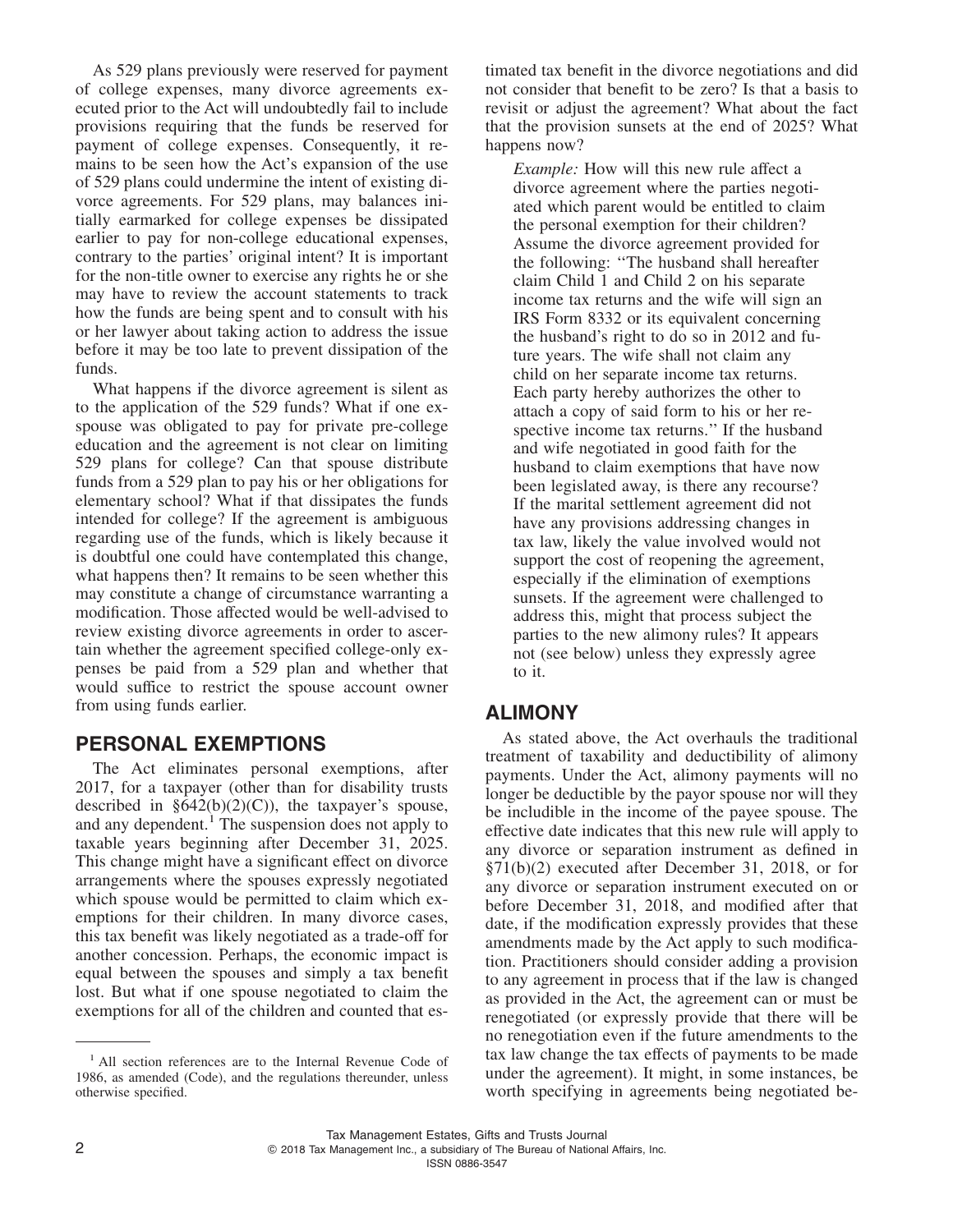As 529 plans previously were reserved for payment of college expenses, many divorce agreements executed prior to the Act will undoubtedly fail to include provisions requiring that the funds be reserved for payment of college expenses. Consequently, it remains to be seen how the Act's expansion of the use of 529 plans could undermine the intent of existing divorce agreements. For 529 plans, may balances initially earmarked for college expenses be dissipated earlier to pay for non-college educational expenses, contrary to the parties' original intent? It is important for the non-title owner to exercise any rights he or she may have to review the account statements to track how the funds are being spent and to consult with his or her lawyer about taking action to address the issue before it may be too late to prevent dissipation of the funds.

What happens if the divorce agreement is silent as to the application of the 529 funds? What if one ex-spouse was obligated to pay for private pre-college education and the agreement is not clear on limiting 529 plans for college? Can that spouse distribute funds from a 529 plan to pay his or her obligations for elementary school? What if that dissipates the funds intended for college? If the agreement is ambiguous regarding use of the funds, which is likely because it is doubtful one could have contemplated this change, what happens then? It remains to be seen whether this may constitute a change of circumstance warranting a modification. Those affected would be well-advised to review existing divorce agreements in order to ascertain whether the agreement specified college-only expenses be paid from a 529 plan and whether that would suffice to restrict the spouse account owner from using funds earlier.

## PERSONAL EXEMPTIONS

The Act eliminates personal exemptions, after 2017, for a taxpayer (other than for disability trusts described in §642(b)(2)(C)), the taxpayer's spouse, and any dependent.[1] The suspension does not apply to taxable years beginning after December 31, 2025. This change might have a significant effect on divorce arrangements where the spouses expressly negotiated which spouse would be permitted to claim which exemptions for their children. In many divorce cases, this tax benefit was likely negotiated as a trade-off for another concession. Perhaps, the economic impact is equal between the spouses and simply a tax benefit lost. But what if one spouse negotiated to claim the exemptions for all of the children and counted that estimated tax benefit in the divorce negotiations and did not consider that benefit to be zero? Is that a basis to revisit or adjust the agreement? What about the fact that the provision sunsets at the end of 2025? What happens now?

> *Example:* How will this new rule affect a divorce agreement where the parties negotiated which parent would be entitled to claim the personal exemption for their children? Assume the divorce agreement provided for the following: "The husband shall hereafter claim Child 1 and Child 2 on his separate income tax returns and the wife will sign an IRS Form 8332 or its equivalent concerning the husband's right to do so in 2012 and future years. The wife shall not claim any child on her separate income tax returns. Each party hereby authorizes the other to attach a copy of said form to his or her respective income tax returns." If the husband and wife negotiated in good faith for the husband to claim exemptions that have now been legislated away, is there any recourse? If the marital settlement agreement did not have any provisions addressing changes in tax law, likely the value involved would not support the cost of reopening the agreement, especially if the elimination of exemptions sunsets. If the agreement were challenged to address this, might that process subject the parties to the new alimony rules? It appears not (see below) unless they expressly agree to it.

## ALIMONY

As stated above, the Act overhauls the traditional treatment of taxability and deductibility of alimony payments. Under the Act, alimony payments will no longer be deductible by the payor spouse nor will they be includible in the income of the payee spouse. The effective date indicates that this new rule will apply to any divorce or separation instrument as defined in §71(b)(2) executed after December 31, 2018, or for any divorce or separation instrument executed on or before December 31, 2018, and modified after that date, if the modification expressly provides that these amendments made by the Act apply to such modification. Practitioners should consider adding a provision to any agreement in process that if the law is changed as provided in the Act, the agreement can or must be renegotiated (or expressly provide that there will be no renegotiation even if the future amendments to the tax law change the tax effects of payments to be made under the agreement). It might, in some instances, be worth specifying in agreements being negotiated be-

---

[1] All section references are to the Internal Revenue Code of 1986, as amended (Code), and the regulations thereunder, unless otherwise specified.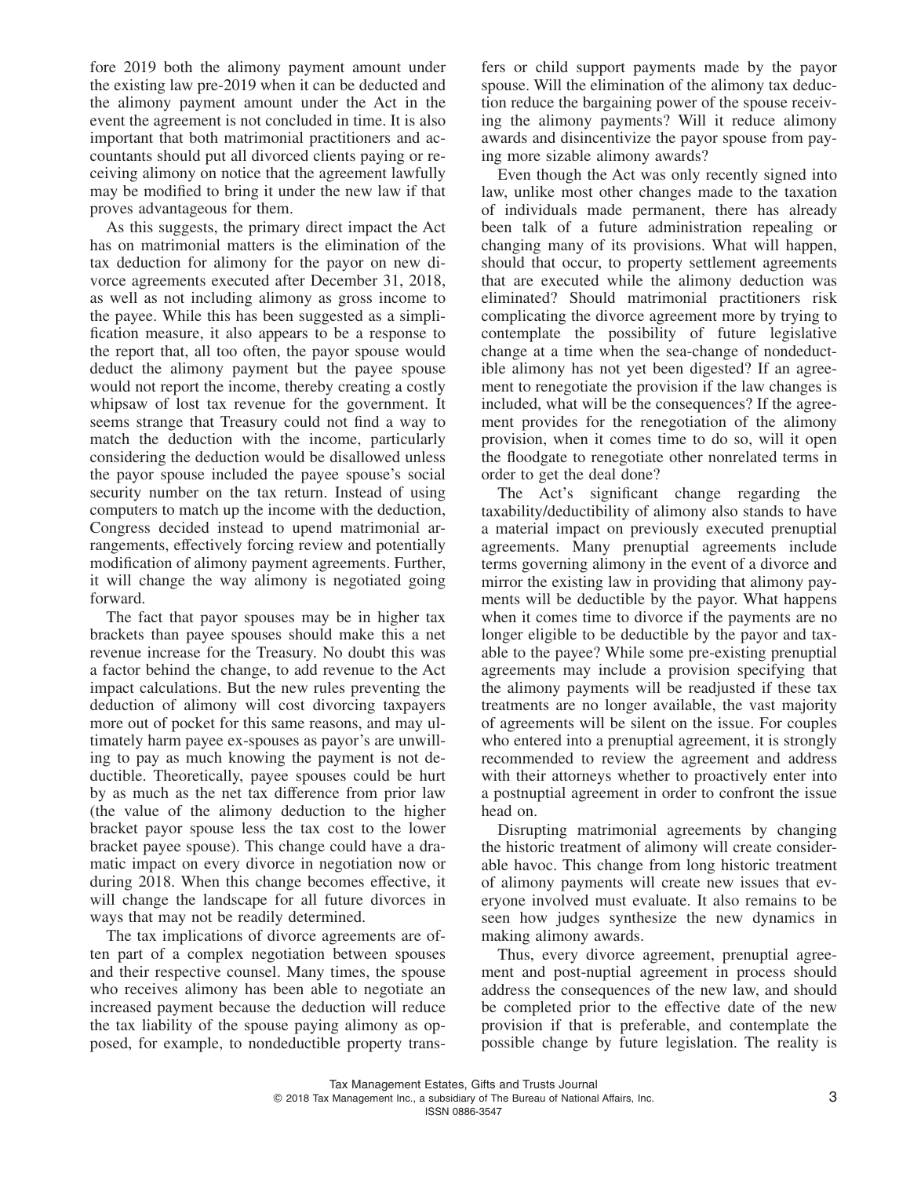fore 2019 both the alimony payment amount under the existing law pre-2019 when it can be deducted and the alimony payment amount under the Act in the event the agreement is not concluded in time. It is also important that both matrimonial practitioners and accountants should put all divorced clients paying or receiving alimony on notice that the agreement lawfully may be modified to bring it under the new law if that proves advantageous for them.

As this suggests, the primary direct impact the Act has on matrimonial matters is the elimination of the tax deduction for alimony for the payor on new divorce agreements executed after December 31, 2018, as well as not including alimony as gross income to the payee. While this has been suggested as a simplification measure, it also appears to be a response to the report that, all too often, the payor spouse would deduct the alimony payment but the payee spouse would not report the income, thereby creating a costly whipsaw of lost tax revenue for the government. It seems strange that Treasury could not find a way to match the deduction with the income, particularly considering the deduction would be disallowed unless the payor spouse included the payee spouse's social security number on the tax return. Instead of using computers to match up the income with the deduction, Congress decided instead to upend matrimonial arrangements, effectively forcing review and potentially modification of alimony payment agreements. Further, it will change the way alimony is negotiated going forward.

The fact that payor spouses may be in higher tax brackets than payee spouses should make this a net revenue increase for the Treasury. No doubt this was a factor behind the change, to add revenue to the Act impact calculations. But the new rules preventing the deduction of alimony will cost divorcing taxpayers more out of pocket for this same reasons, and may ultimately harm payee ex-spouses as payor's are unwilling to pay as much knowing the payment is not deductible. Theoretically, payee spouses could be hurt by as much as the net tax difference from prior law (the value of the alimony deduction to the higher bracket payor spouse less the tax cost to the lower bracket payee spouse). This change could have a dramatic impact on every divorce in negotiation now or during 2018. When this change becomes effective, it will change the landscape for all future divorces in ways that may not be readily determined.

The tax implications of divorce agreements are often part of a complex negotiation between spouses and their respective counsel. Many times, the spouse who receives alimony has been able to negotiate an increased payment because the deduction will reduce the tax liability of the spouse paying alimony as opposed, for example, to nondeductible property transfers or child support payments made by the payor spouse. Will the elimination of the alimony tax deduction reduce the bargaining power of the spouse receiving the alimony payments? Will it reduce alimony awards and disincentivize the payor spouse from paying more sizable alimony awards?

Even though the Act was only recently signed into law, unlike most other changes made to the taxation of individuals made permanent, there has already been talk of a future administration repealing or changing many of its provisions. What will happen, should that occur, to property settlement agreements that are executed while the alimony deduction was eliminated? Should matrimonial practitioners risk complicating the divorce agreement more by trying to contemplate the possibility of future legislative change at a time when the sea-change of nondeductible alimony has not yet been digested? If an agreement to renegotiate the provision if the law changes is included, what will be the consequences? If the agreement provides for the renegotiation of the alimony provision, when it comes time to do so, will it open the floodgate to renegotiate other nonrelated terms in order to get the deal done?

The Act's significant change regarding the taxability/deductibility of alimony also stands to have a material impact on previously executed prenuptial agreements. Many prenuptial agreements include terms governing alimony in the event of a divorce and mirror the existing law in providing that alimony payments will be deductible by the payor. What happens when it comes time to divorce if the payments are no longer eligible to be deductible by the payor and taxable to the payee? While some pre-existing prenuptial agreements may include a provision specifying that the alimony payments will be readjusted if these tax treatments are no longer available, the vast majority of agreements will be silent on the issue. For couples who entered into a prenuptial agreement, it is strongly recommended to review the agreement and address with their attorneys whether to proactively enter into a postnuptial agreement in order to confront the issue head on.

Disrupting matrimonial agreements by changing the historic treatment of alimony will create considerable havoc. This change from long historic treatment of alimony payments will create new issues that everyone involved must evaluate. It also remains to be seen how judges synthesize the new dynamics in making alimony awards.

Thus, every divorce agreement, prenuptial agreement and post-nuptial agreement in process should address the consequences of the new law, and should be completed prior to the effective date of the new provision if that is preferable, and contemplate the possible change by future legislation. The reality is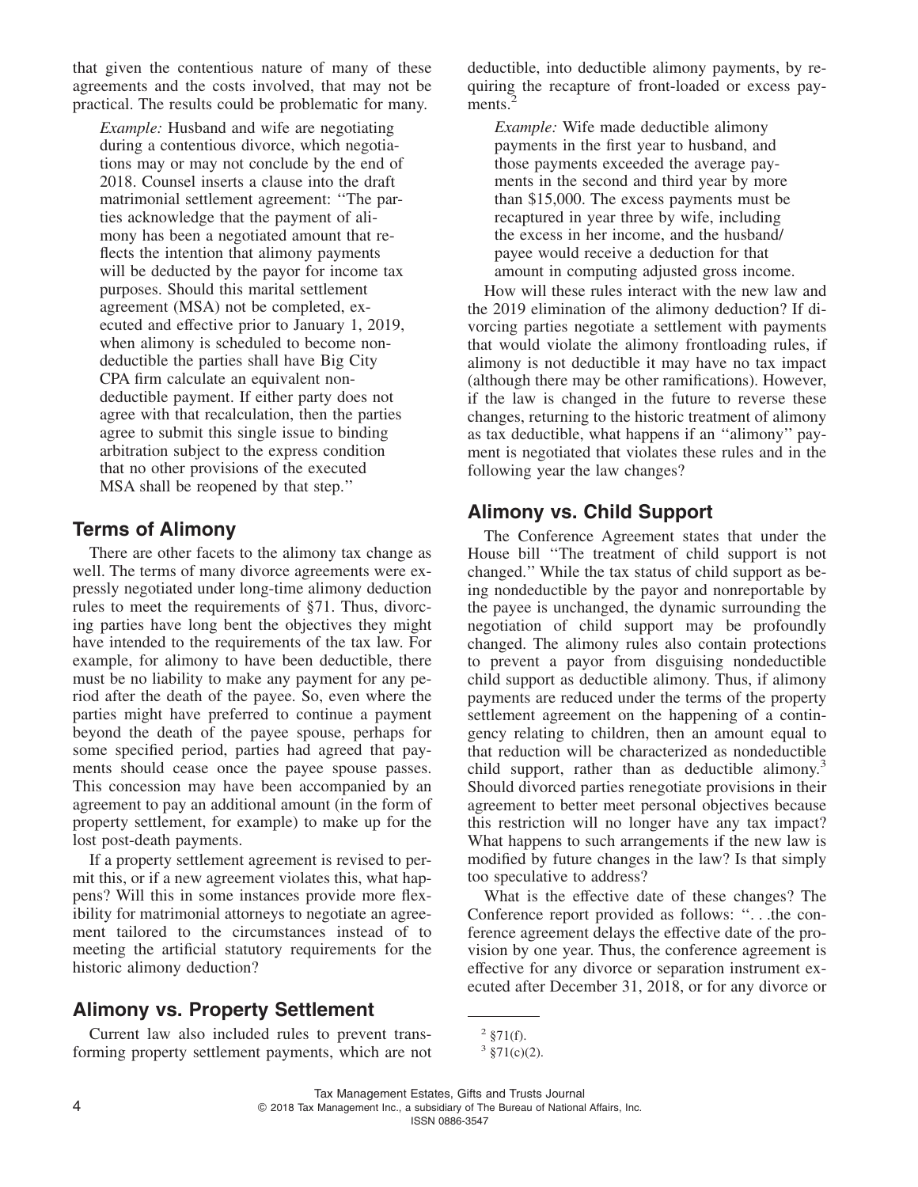that given the contentious nature of many of these agreements and the costs involved, that may not be practical. The results could be problematic for many.

> *Example:* Husband and wife are negotiating during a contentious divorce, which negotiations may or may not conclude by the end of 2018. Counsel inserts a clause into the draft matrimonial settlement agreement: ''The parties acknowledge that the payment of alimony has been a negotiated amount that reflects the intention that alimony payments will be deducted by the payor for income tax purposes. Should this marital settlement agreement (MSA) not be completed, executed and effective prior to January 1, 2019, when alimony is scheduled to become nondeductible the parties shall have Big City CPA firm calculate an equivalent nondeductible payment. If either party does not agree with that recalculation, then the parties agree to submit this single issue to binding arbitration subject to the express condition that no other provisions of the executed MSA shall be reopened by that step.''

## Terms of Alimony

There are other facets to the alimony tax change as well. The terms of many divorce agreements were expressly negotiated under long-time alimony deduction rules to meet the requirements of §71. Thus, divorcing parties have long bent the objectives they might have intended to the requirements of the tax law. For example, for alimony to have been deductible, there must be no liability to make any payment for any period after the death of the payee. So, even where the parties might have preferred to continue a payment beyond the death of the payee spouse, perhaps for some specified period, parties had agreed that payments should cease once the payee spouse passes. This concession may have been accompanied by an agreement to pay an additional amount (in the form of property settlement, for example) to make up for the lost post-death payments.

If a property settlement agreement is revised to permit this, or if a new agreement violates this, what happens? Will this in some instances provide more flexibility for matrimonial attorneys to negotiate an agreement tailored to the circumstances instead of to meeting the artificial statutory requirements for the historic alimony deduction?

## Alimony vs. Property Settlement

Current law also included rules to prevent transforming property settlement payments, which are not deductible, into deductible alimony payments, by requiring the recapture of front-loaded or excess payments.[2]

> *Example:* Wife made deductible alimony payments in the first year to husband, and those payments exceeded the average payments in the second and third year by more than $15,000. The excess payments must be recaptured in year three by wife, including the excess in her income, and the husband/payee would receive a deduction for that amount in computing adjusted gross income.

How will these rules interact with the new law and the 2019 elimination of the alimony deduction? If divorcing parties negotiate a settlement with payments that would violate the alimony frontloading rules, if alimony is not deductible it may have no tax impact (although there may be other ramifications). However, if the law is changed in the future to reverse these changes, returning to the historic treatment of alimony as tax deductible, what happens if an ''alimony'' payment is negotiated that violates these rules and in the following year the law changes?

## Alimony vs. Child Support

The Conference Agreement states that under the House bill ''The treatment of child support is not changed.'' While the tax status of child support as being nondeductible by the payor and nonreportable by the payee is unchanged, the dynamic surrounding the negotiation of child support may be profoundly changed. The alimony rules also contain protections to prevent a payor from disguising nondeductible child support as deductible alimony. Thus, if alimony payments are reduced under the terms of the property settlement agreement on the happening of a contingency relating to children, then an amount equal to that reduction will be characterized as nondeductible child support, rather than as deductible alimony.[3] Should divorced parties renegotiate provisions in their agreement to better meet personal objectives because this restriction will no longer have any tax impact? What happens to such arrangements if the new law is modified by future changes in the law? Is that simply too speculative to address?

What is the effective date of these changes? The Conference report provided as follows: ''. . .the conference agreement delays the effective date of the provision by one year. Thus, the conference agreement is effective for any divorce or separation instrument executed after December 31, 2018, or for any divorce or

---

[2] §71(f).

[3] §71(c)(2).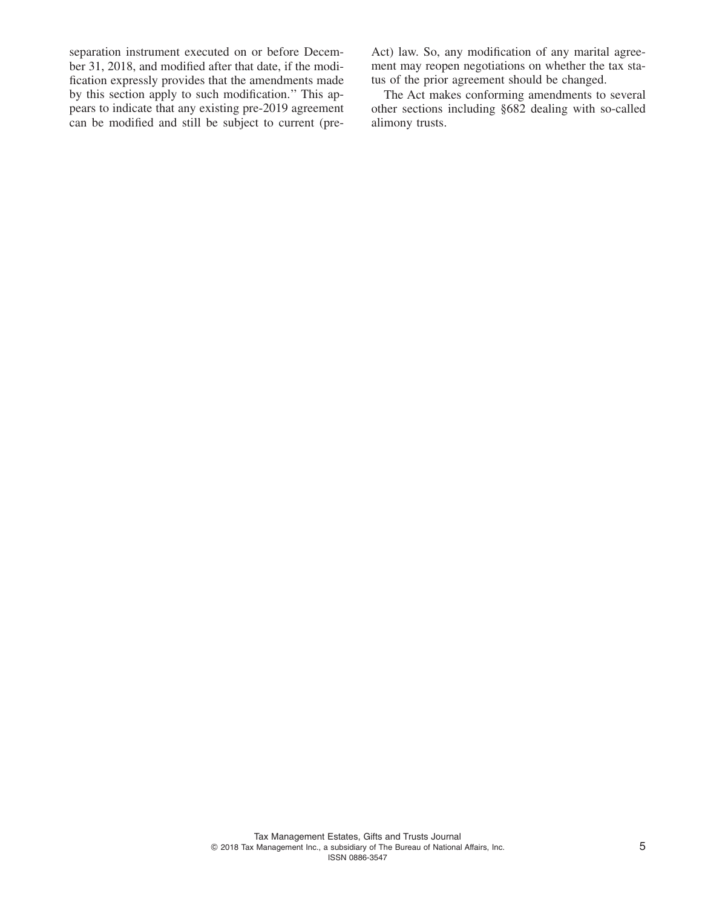separation instrument executed on or before December 31, 2018, and modified after that date, if the modification expressly provides that the amendments made by this section apply to such modification." This appears to indicate that any existing pre-2019 agreement can be modified and still be subject to current (pre-Act) law. So, any modification of any marital agreement may reopen negotiations on whether the tax status of the prior agreement should be changed.

The Act makes conforming amendments to several other sections including §682 dealing with so-called alimony trusts.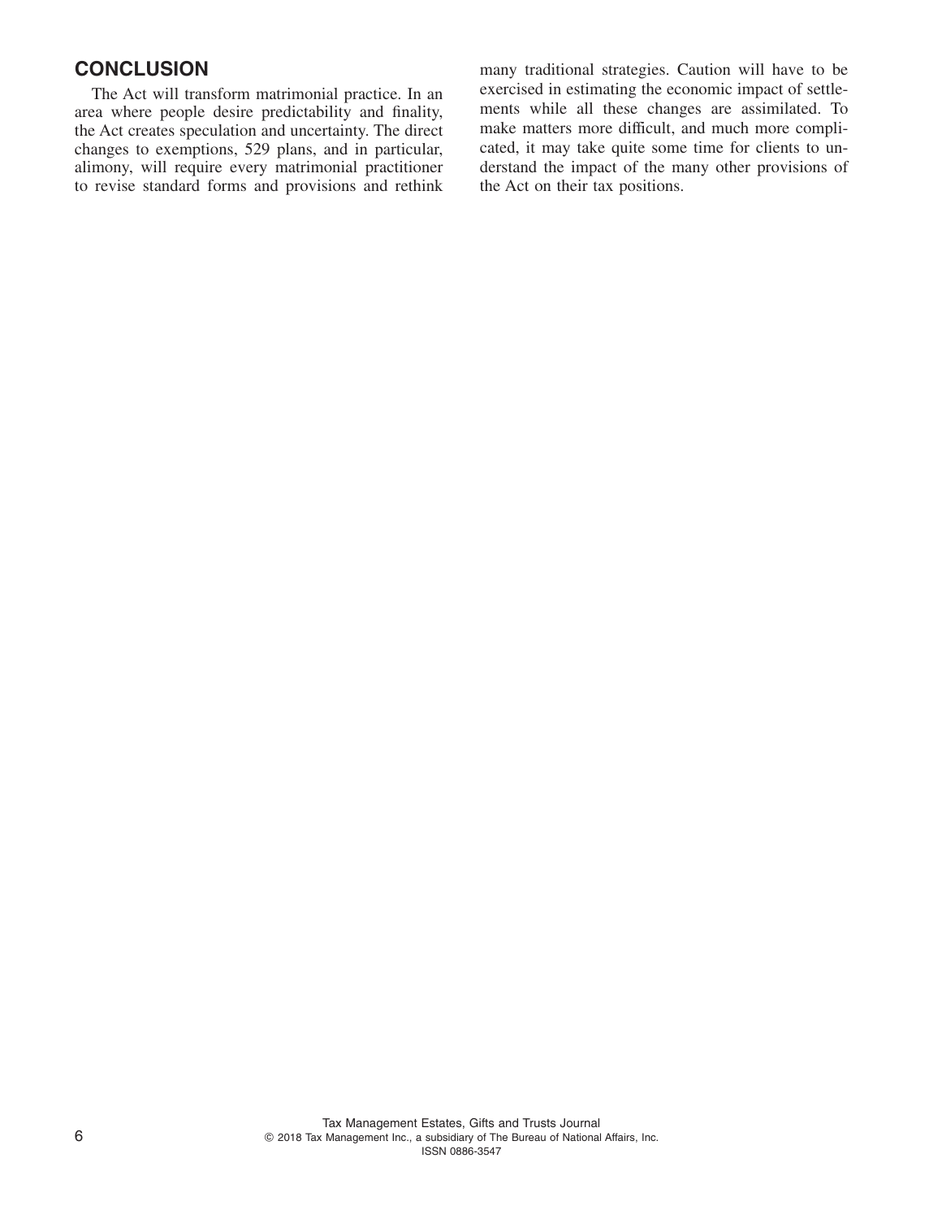## CONCLUSION

The Act will transform matrimonial practice. In an area where people desire predictability and finality, the Act creates speculation and uncertainty. The direct changes to exemptions, 529 plans, and in particular, alimony, will require every matrimonial practitioner to revise standard forms and provisions and rethink many traditional strategies. Caution will have to be exercised in estimating the economic impact of settlements while all these changes are assimilated. To make matters more difficult, and much more complicated, it may take quite some time for clients to understand the impact of the many other provisions of the Act on their tax positions.